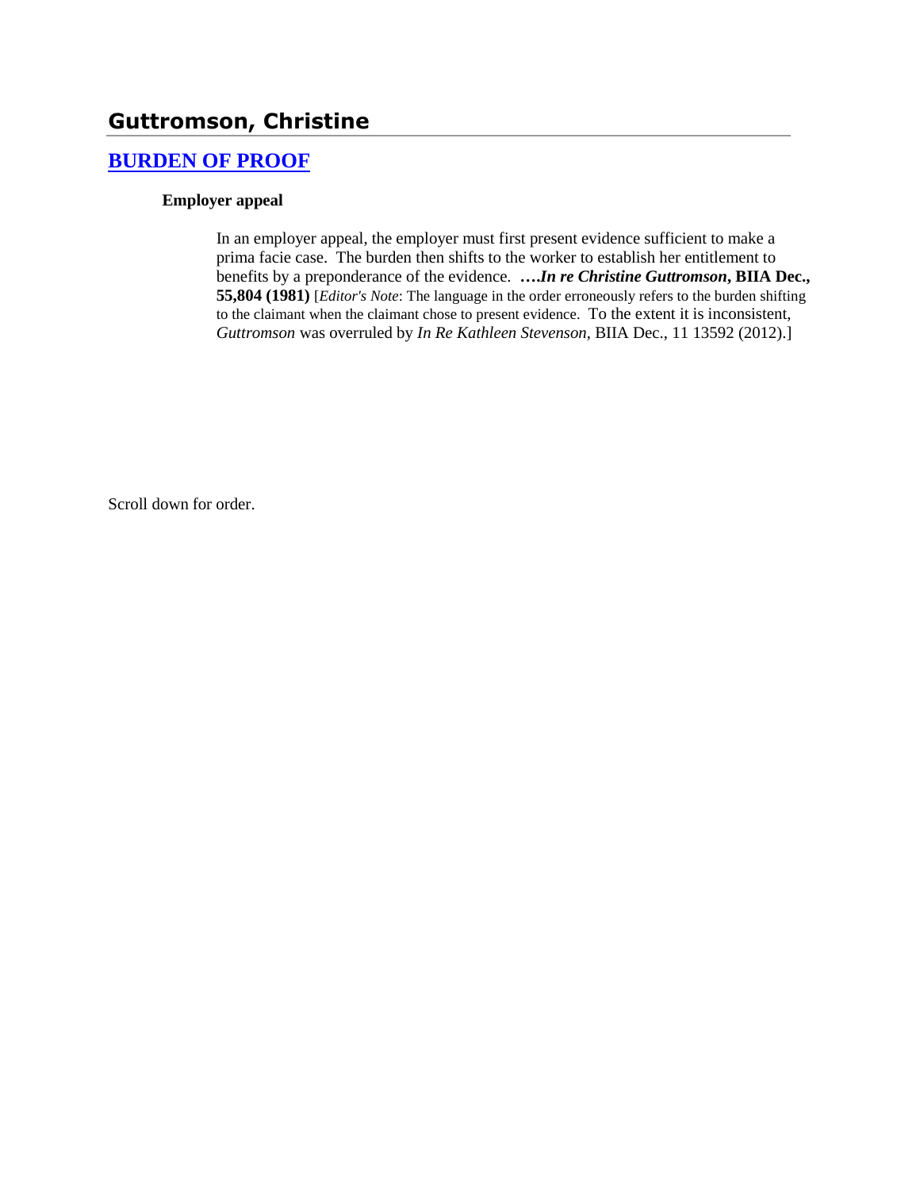# Guttromson, Christine

## BURDEN OF PROOF

**Employer appeal**

In an employer appeal, the employer must first present evidence sufficient to make a prima facie case. The burden then shifts to the worker to establish her entitlement to benefits by a preponderance of the evidence. ***….In re Christine Guttromson*, BIIA Dec., 55,804 (1981)** [*Editor's Note*: The language in the order erroneously refers to the burden shifting to the claimant when the claimant chose to present evidence. To the extent it is inconsistent, *Guttromson* was overruled by *In Re Kathleen Stevenson*, BIIA Dec., 11 13592 (2012).]

Scroll down for order.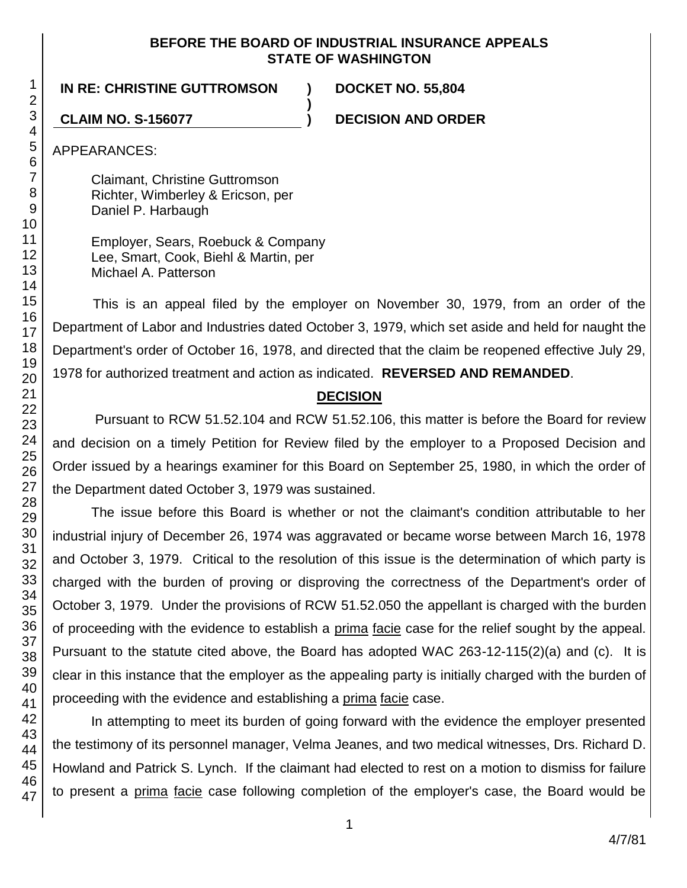**BEFORE THE BOARD OF INDUSTRIAL INSURANCE APPEALS STATE OF WASHINGTON**

**IN RE: CHRISTINE GUTTROMSON** ) **DOCKET NO. 55,804**

**CLAIM NO. S-156077** ) **DECISION AND ORDER**

APPEARANCES:

Claimant, Christine Guttromson
Richter, Wimberley & Ericson, per
Daniel P. Harbaugh

Employer, Sears, Roebuck & Company
Lee, Smart, Cook, Biehl & Martin, per
Michael A. Patterson

This is an appeal filed by the employer on November 30, 1979, from an order of the Department of Labor and Industries dated October 3, 1979, which set aside and held for naught the Department's order of October 16, 1978, and directed that the claim be reopened effective July 29, 1978 for authorized treatment and action as indicated. **REVERSED AND REMANDED**.

## DECISION

Pursuant to RCW 51.52.104 and RCW 51.52.106, this matter is before the Board for review and decision on a timely Petition for Review filed by the employer to a Proposed Decision and Order issued by a hearings examiner for this Board on September 25, 1980, in which the order of the Department dated October 3, 1979 was sustained.

The issue before this Board is whether or not the claimant's condition attributable to her industrial injury of December 26, 1974 was aggravated or became worse between March 16, 1978 and October 3, 1979. Critical to the resolution of this issue is the determination of which party is charged with the burden of proving or disproving the correctness of the Department's order of October 3, 1979. Under the provisions of RCW 51.52.050 the appellant is charged with the burden of proceeding with the evidence to establish a prima facie case for the relief sought by the appeal. Pursuant to the statute cited above, the Board has adopted WAC 263-12-115(2)(a) and (c). It is clear in this instance that the employer as the appealing party is initially charged with the burden of proceeding with the evidence and establishing a prima facie case.

In attempting to meet its burden of going forward with the evidence the employer presented the testimony of its personnel manager, Velma Jeanes, and two medical witnesses, Drs. Richard D. Howland and Patrick S. Lynch. If the claimant had elected to rest on a motion to dismiss for failure to present a prima facie case following completion of the employer's case, the Board would be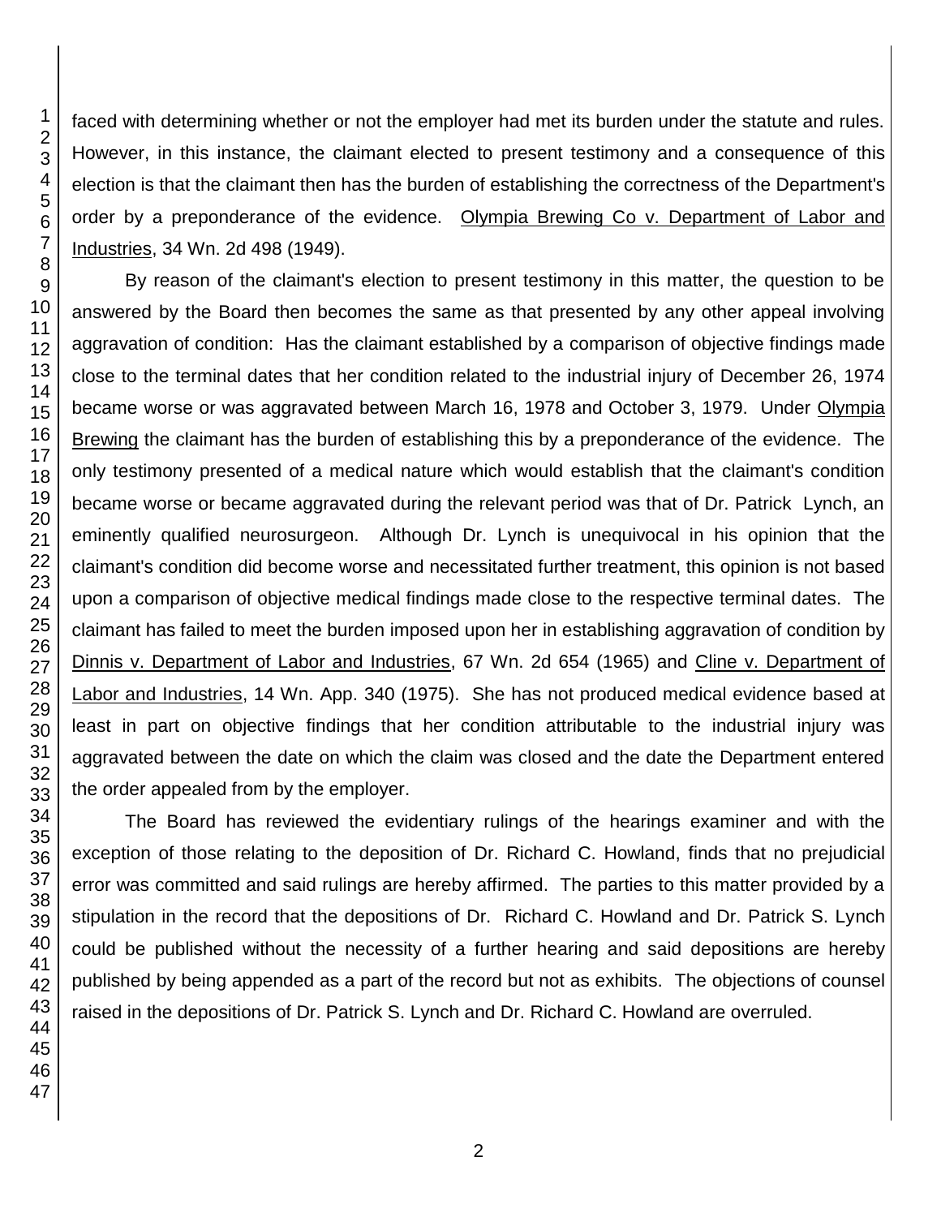faced with determining whether or not the employer had met its burden under the statute and rules. However, in this instance, the claimant elected to present testimony and a consequence of this election is that the claimant then has the burden of establishing the correctness of the Department's order by a preponderance of the evidence. Olympia Brewing Co v. Department of Labor and Industries, 34 Wn. 2d 498 (1949).

By reason of the claimant's election to present testimony in this matter, the question to be answered by the Board then becomes the same as that presented by any other appeal involving aggravation of condition: Has the claimant established by a comparison of objective findings made close to the terminal dates that her condition related to the industrial injury of December 26, 1974 became worse or was aggravated between March 16, 1978 and October 3, 1979. Under Olympia Brewing the claimant has the burden of establishing this by a preponderance of the evidence. The only testimony presented of a medical nature which would establish that the claimant's condition became worse or became aggravated during the relevant period was that of Dr. Patrick Lynch, an eminently qualified neurosurgeon. Although Dr. Lynch is unequivocal in his opinion that the claimant's condition did become worse and necessitated further treatment, this opinion is not based upon a comparison of objective medical findings made close to the respective terminal dates. The claimant has failed to meet the burden imposed upon her in establishing aggravation of condition by Dinnis v. Department of Labor and Industries, 67 Wn. 2d 654 (1965) and Cline v. Department of Labor and Industries, 14 Wn. App. 340 (1975). She has not produced medical evidence based at least in part on objective findings that her condition attributable to the industrial injury was aggravated between the date on which the claim was closed and the date the Department entered the order appealed from by the employer.

The Board has reviewed the evidentiary rulings of the hearings examiner and with the exception of those relating to the deposition of Dr. Richard C. Howland, finds that no prejudicial error was committed and said rulings are hereby affirmed. The parties to this matter provided by a stipulation in the record that the depositions of Dr. Richard C. Howland and Dr. Patrick S. Lynch could be published without the necessity of a further hearing and said depositions are hereby published by being appended as a part of the record but not as exhibits. The objections of counsel raised in the depositions of Dr. Patrick S. Lynch and Dr. Richard C. Howland are overruled.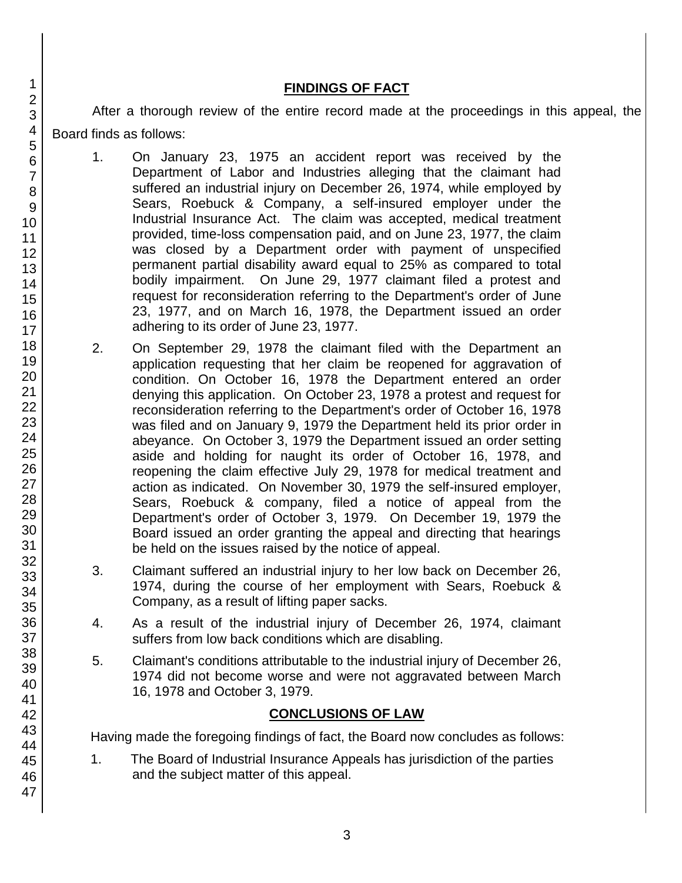## FINDINGS OF FACT

After a thorough review of the entire record made at the proceedings in this appeal, the Board finds as follows:

1. On January 23, 1975 an accident report was received by the Department of Labor and Industries alleging that the claimant had suffered an industrial injury on December 26, 1974, while employed by Sears, Roebuck & Company, a self-insured employer under the Industrial Insurance Act. The claim was accepted, medical treatment provided, time-loss compensation paid, and on June 23, 1977, the claim was closed by a Department order with payment of unspecified permanent partial disability award equal to 25% as compared to total bodily impairment. On June 29, 1977 claimant filed a protest and request for reconsideration referring to the Department's order of June 23, 1977, and on March 16, 1978, the Department issued an order adhering to its order of June 23, 1977.

2. On September 29, 1978 the claimant filed with the Department an application requesting that her claim be reopened for aggravation of condition. On October 16, 1978 the Department entered an order denying this application. On October 23, 1978 a protest and request for reconsideration referring to the Department's order of October 16, 1978 was filed and on January 9, 1979 the Department held its prior order in abeyance. On October 3, 1979 the Department issued an order setting aside and holding for naught its order of October 16, 1978, and reopening the claim effective July 29, 1978 for medical treatment and action as indicated. On November 30, 1979 the self-insured employer, Sears, Roebuck & company, filed a notice of appeal from the Department's order of October 3, 1979. On December 19, 1979 the Board issued an order granting the appeal and directing that hearings be held on the issues raised by the notice of appeal.

3. Claimant suffered an industrial injury to her low back on December 26, 1974, during the course of her employment with Sears, Roebuck & Company, as a result of lifting paper sacks.

4. As a result of the industrial injury of December 26, 1974, claimant suffers from low back conditions which are disabling.

5. Claimant's conditions attributable to the industrial injury of December 26, 1974 did not become worse and were not aggravated between March 16, 1978 and October 3, 1979.

## CONCLUSIONS OF LAW

Having made the foregoing findings of fact, the Board now concludes as follows:

1. The Board of Industrial Insurance Appeals has jurisdiction of the parties and the subject matter of this appeal.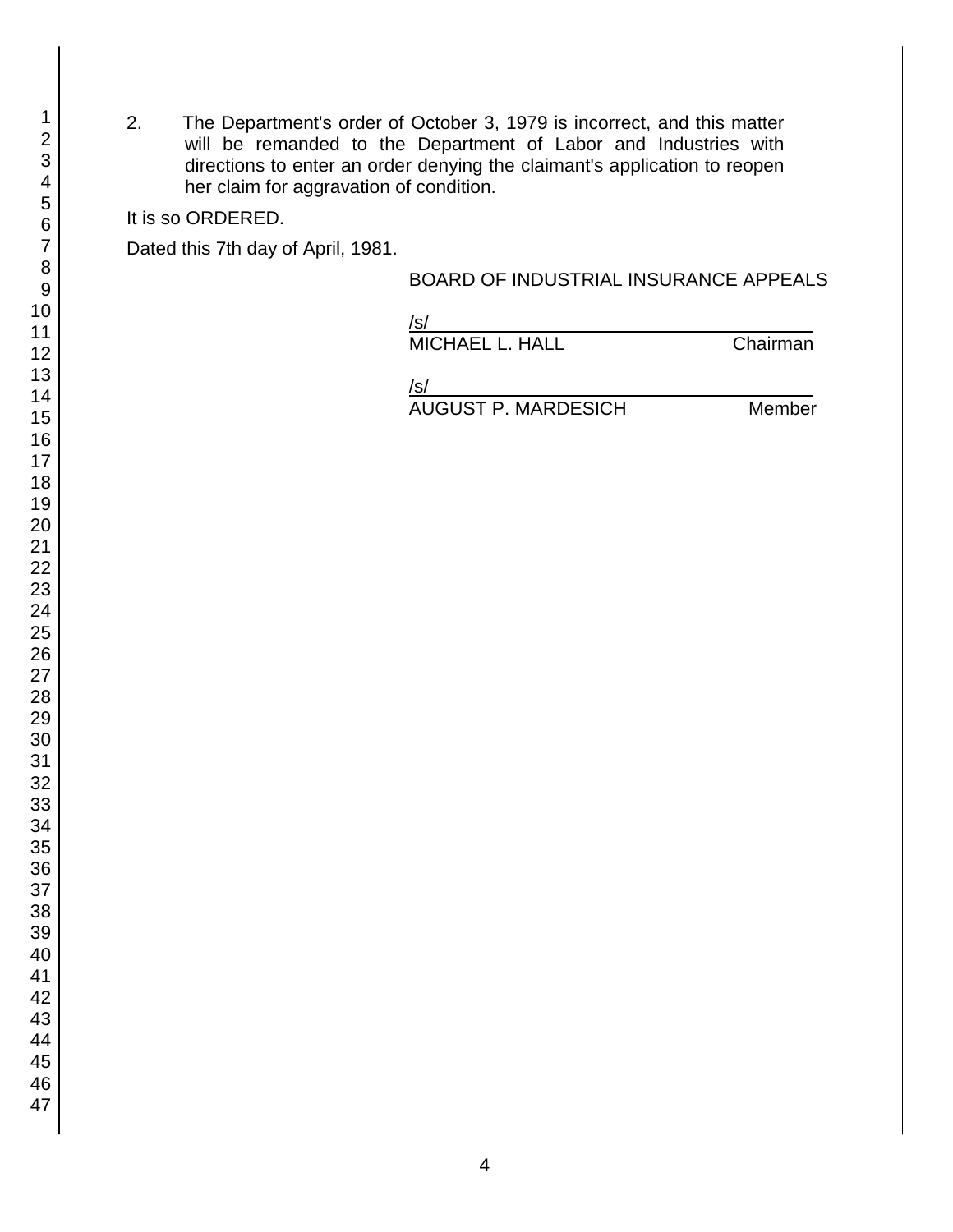2. The Department's order of October 3, 1979 is incorrect, and this matter will be remanded to the Department of Labor and Industries with directions to enter an order denying the claimant's application to reopen her claim for aggravation of condition.

It is so ORDERED.

Dated this 7th day of April, 1981.

BOARD OF INDUSTRIAL INSURANCE APPEALS

/s/
MICHAEL L. HALL Chairman

/s/
AUGUST P. MARDESICH Member